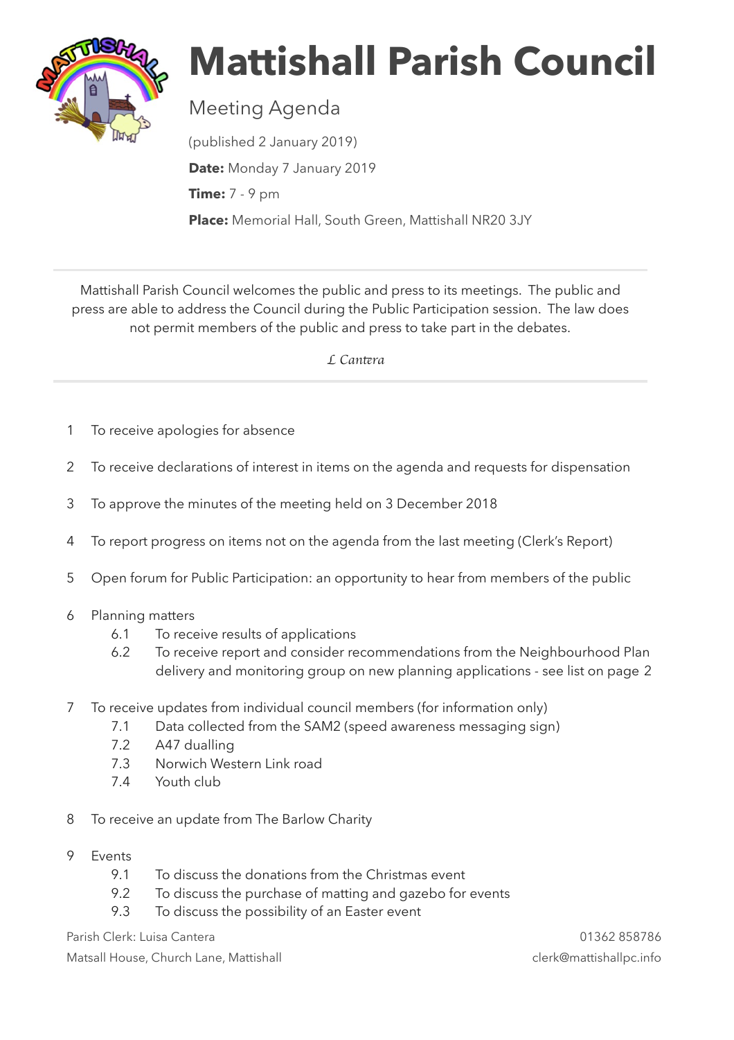# Mattishall Parish Council

## Meeting Agenda

(published 2 January 2019)

**Date:** Monday 7 January 2019

**Time:** 7 - 9 pm

**Place:** Memorial Hall, South Green, Mattishall NR20 3JY

---

Mattishall Parish Council welcomes the public and press to its meetings. The public and press are able to address the Council during the Public Participation session. The law does not permit members of the public and press to take part in the debates.

*L Cantera*

---

1. To receive apologies for absence
2. To receive declarations of interest in items on the agenda and requests for dispensation
3. To approve the minutes of the meeting held on 3 December 2018
4. To report progress on items not on the agenda from the last meeting (Clerk's Report)
5. Open forum for Public Participation: an opportunity to hear from members of the public
6. Planning matters
   - 6.1 To receive results of applications
   - 6.2 To receive report and consider recommendations from the Neighbourhood Plan delivery and monitoring group on new planning applications - see list on page 2
7. To receive updates from individual council members (for information only)
   - 7.1 Data collected from the SAM2 (speed awareness messaging sign)
   - 7.2 A47 dualling
   - 7.3 Norwich Western Link road
   - 7.4 Youth club
8. To receive an update from The Barlow Charity
9. Events
   - 9.1 To discuss the donations from the Christmas event
   - 9.2 To discuss the purchase of matting and gazebo for events
   - 9.3 To discuss the possibility of an Easter event

Parish Clerk: Luisa Cantera
Matsall House, Church Lane, Mattishall

01362 858786
clerk@mattishallpc.info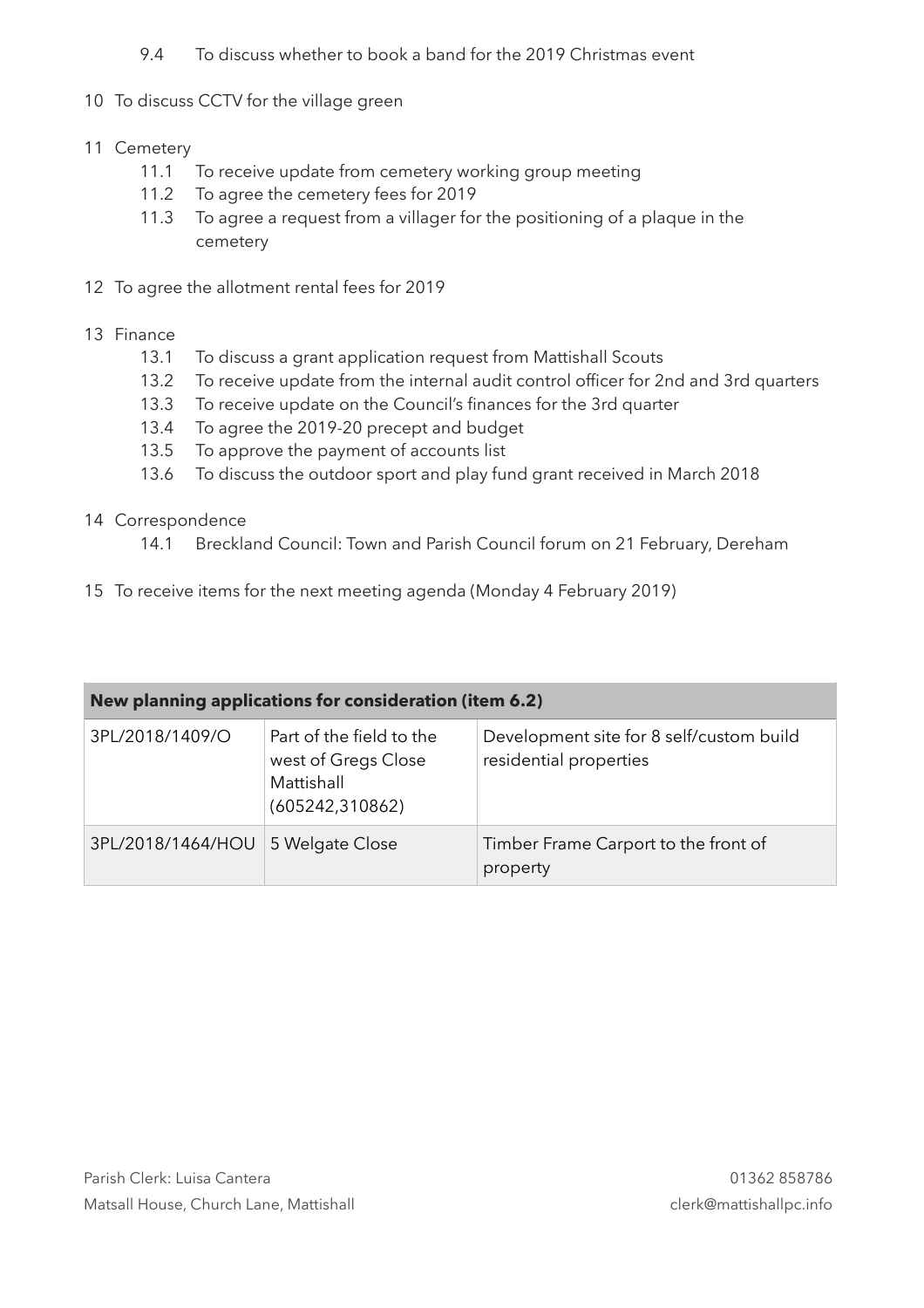9.4 To discuss whether to book a band for the 2019 Christmas event

10 To discuss CCTV for the village green

11 Cemetery
   - 11.1 To receive update from cemetery working group meeting
   - 11.2 To agree the cemetery fees for 2019
   - 11.3 To agree a request from a villager for the positioning of a plaque in the cemetery

12 To agree the allotment rental fees for 2019

13 Finance
   - 13.1 To discuss a grant application request from Mattishall Scouts
   - 13.2 To receive update from the internal audit control officer for 2nd and 3rd quarters
   - 13.3 To receive update on the Council's finances for the 3rd quarter
   - 13.4 To agree the 2019-20 precept and budget
   - 13.5 To approve the payment of accounts list
   - 13.6 To discuss the outdoor sport and play fund grant received in March 2018

14 Correspondence
   - 14.1 Breckland Council: Town and Parish Council forum on 21 February, Dereham

15 To receive items for the next meeting agenda (Monday 4 February 2019)

| **New planning applications for consideration (item 6.2)** | | |
|---|---|---|
| 3PL/2018/1409/O | Part of the field to the west of Gregs Close Mattishall (605242,310862) | Development site for 8 self/custom build residential properties |
| 3PL/2018/1464/HOU | 5 Welgate Close | Timber Frame Carport to the front of property |

Parish Clerk: Luisa Cantera
Matsall House, Church Lane, Mattishall

01362 858786
clerk@mattishallpc.info